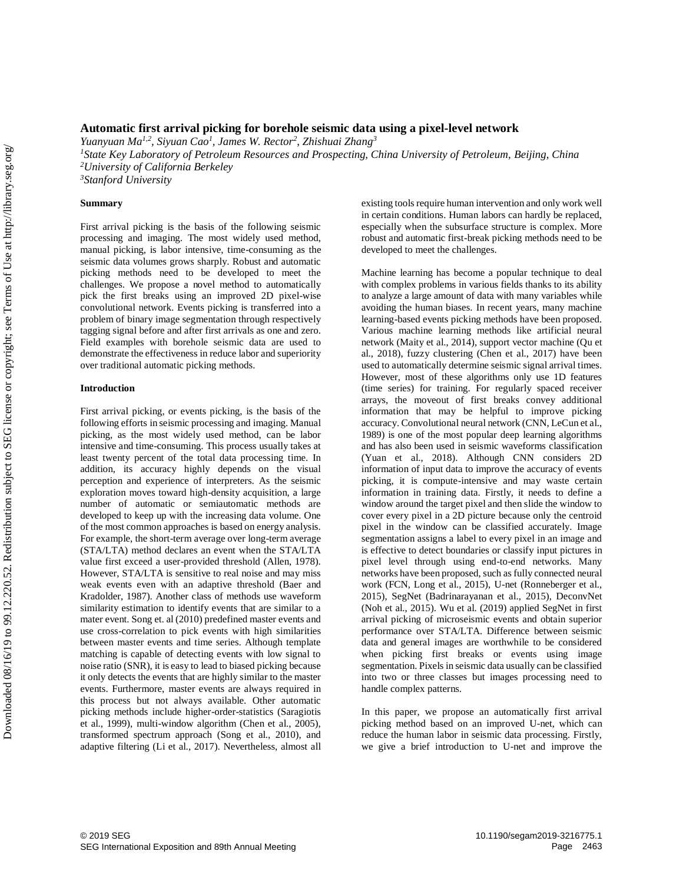# Automatic first arrival picking for borehole seismic data using a pixel-level network

*Yuanyuan Ma[1,2], Siyuan Cao[1], James W. Rector[2], Zhishuai Zhang[3]*

[1]*State Key Laboratory of Petroleum Resources and Prospecting, China University of Petroleum, Beijing, China*

[2]*University of California Berkeley*

[3]*Stanford University*

## Summary

First arrival picking is the basis of the following seismic processing and imaging. The most widely used method, manual picking, is labor intensive, time-consuming as the seismic data volumes grows sharply. Robust and automatic picking methods need to be developed to meet the challenges. We propose a novel method to automatically pick the first breaks using an improved 2D pixel-wise convolutional network. Events picking is transferred into a problem of binary image segmentation through respectively tagging signal before and after first arrivals as one and zero. Field examples with borehole seismic data are used to demonstrate the effectiveness in reduce labor and superiority over traditional automatic picking methods.

## Introduction

First arrival picking, or events picking, is the basis of the following efforts in seismic processing and imaging. Manual picking, as the most widely used method, can be labor intensive and time-consuming. This process usually takes at least twenty percent of the total data processing time. In addition, its accuracy highly depends on the visual perception and experience of interpreters. As the seismic exploration moves toward high-density acquisition, a large number of automatic or semiautomatic methods are developed to keep up with the increasing data volume. One of the most common approaches is based on energy analysis. For example, the short-term average over long-term average (STA/LTA) method declares an event when the STA/LTA value first exceed a user-provided threshold (Allen, 1978). However, STA/LTA is sensitive to real noise and may miss weak events even with an adaptive threshold (Baer and Kradolder, 1987). Another class of methods use waveform similarity estimation to identify events that are similar to a mater event. Song et. al (2010) predefined master events and use cross-correlation to pick events with high similarities between master events and time series. Although template matching is capable of detecting events with low signal to noise ratio (SNR), it is easy to lead to biased picking because it only detects the events that are highly similar to the master events. Furthermore, master events are always required in this process but not always available. Other automatic picking methods include higher-order-statistics (Saragiotis et al., 1999), multi-window algorithm (Chen et al., 2005), transformed spectrum approach (Song et al., 2010), and adaptive filtering (Li et al., 2017). Nevertheless, almost all existing tools require human intervention and only work well in certain conditions. Human labors can hardly be replaced, especially when the subsurface structure is complex. More robust and automatic first-break picking methods need to be developed to meet the challenges.

Machine learning has become a popular technique to deal with complex problems in various fields thanks to its ability to analyze a large amount of data with many variables while avoiding the human biases. In recent years, many machine learning-based events picking methods have been proposed. Various machine learning methods like artificial neural network (Maity et al., 2014), support vector machine (Qu et al., 2018), fuzzy clustering (Chen et al., 2017) have been used to automatically determine seismic signal arrival times. However, most of these algorithms only use 1D features (time series) for training. For regularly spaced receiver arrays, the moveout of first breaks convey additional information that may be helpful to improve picking accuracy. Convolutional neural network (CNN, LeCun et al., 1989) is one of the most popular deep learning algorithms and has also been used in seismic waveforms classification (Yuan et al., 2018). Although CNN considers 2D information of input data to improve the accuracy of events picking, it is compute-intensive and may waste certain information in training data. Firstly, it needs to define a window around the target pixel and then slide the window to cover every pixel in a 2D picture because only the centroid pixel in the window can be classified accurately. Image segmentation assigns a label to every pixel in an image and is effective to detect boundaries or classify input pictures in pixel level through using end-to-end networks. Many networks have been proposed, such as fully connected neural work (FCN, Long et al., 2015), U-net (Ronneberger et al., 2015), SegNet (Badrinarayanan et al., 2015), DeconvNet (Noh et al., 2015). Wu et al. (2019) applied SegNet in first arrival picking of microseismic events and obtain superior performance over STA/LTA. Difference between seismic data and general images are worthwhile to be considered when picking first breaks or events using image segmentation. Pixels in seismic data usually can be classified into two or three classes but images processing need to handle complex patterns.

In this paper, we propose an automatically first arrival picking method based on an improved U-net, which can reduce the human labor in seismic data processing. Firstly, we give a brief introduction to U-net and improve the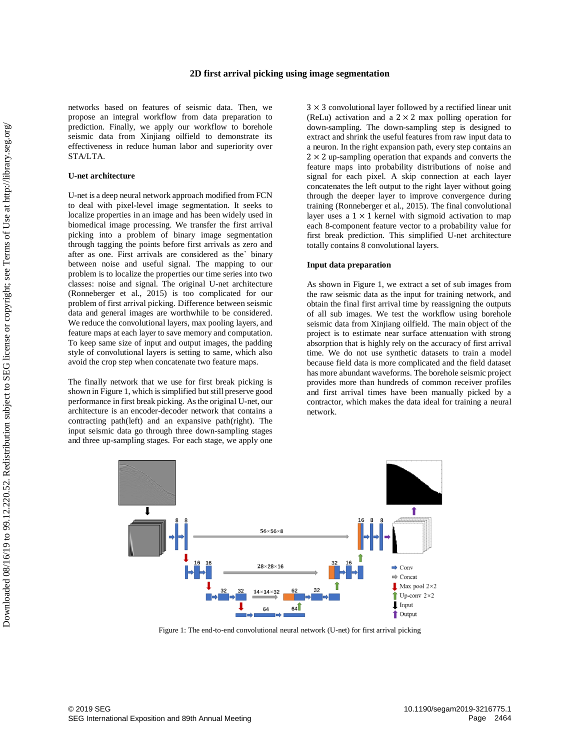networks based on features of seismic data. Then, we propose an integral workflow from data preparation to prediction. Finally, we apply our workflow to borehole seismic data from Xinjiang oilfield to demonstrate its effectiveness in reduce human labor and superiority over STA/LTA.

## U-net architecture

U-net is a deep neural network approach modified from FCN to deal with pixel-level image segmentation. It seeks to localize properties in an image and has been widely used in biomedical image processing. We transfer the first arrival picking into a problem of binary image segmentation through tagging the points before first arrivals as zero and after as one. First arrivals are considered as the` binary between noise and useful signal. The mapping to our problem is to localize the properties our time series into two classes: noise and signal. The original U-net architecture (Ronneberger et al., 2015) is too complicated for our problem of first arrival picking. Difference between seismic data and general images are worthwhile to be considered. We reduce the convolutional layers, max pooling layers, and feature maps at each layer to save memory and computation. To keep same size of input and output images, the padding style of convolutional layers is setting to same, which also avoid the crop step when concatenate two feature maps.

The finally network that we use for first break picking is shown in Figure 1, which is simplified but still preserve good performance in first break picking. As the original U-net, our architecture is an encoder-decoder network that contains a contracting path(left) and an expansive path(right). The input seismic data go through three down-sampling stages and three up-sampling stages. For each stage, we apply one $3 \times 3$ convolutional layer followed by a rectified linear unit (ReLu) activation and a $2 \times 2$ max polling operation for down-sampling. The down-sampling step is designed to extract and shrink the useful features from raw input data to a neuron. In the right expansion path, every step contains an $2 \times 2$ up-sampling operation that expands and converts the feature maps into probability distributions of noise and signal for each pixel. A skip connection at each layer concatenates the left output to the right layer without going through the deeper layer to improve convergence during training (Ronneberger et al., 2015). The final convolutional layer uses a $1 \times 1$ kernel with sigmoid activation to map each 8-component feature vector to a probability value for first break prediction. This simplified U-net architecture totally contains 8 convolutional layers.

## Input data preparation

As shown in Figure 1, we extract a set of sub images from the raw seismic data as the input for training network, and obtain the final first arrival time by reassigning the outputs of all sub images. We test the workflow using borehole seismic data from Xinjiang oilfield. The main object of the project is to estimate near surface attenuation with strong absorption that is highly rely on the accuracy of first arrival time. We do not use synthetic datasets to train a model because field data is more complicated and the field dataset has more abundant waveforms. The borehole seismic project provides more than hundreds of common receiver profiles and first arrival times have been manually picked by a contractor, which makes the data ideal for training a neural network.

Figure 1: The end-to-end convolutional neural network (U-net) for first arrival picking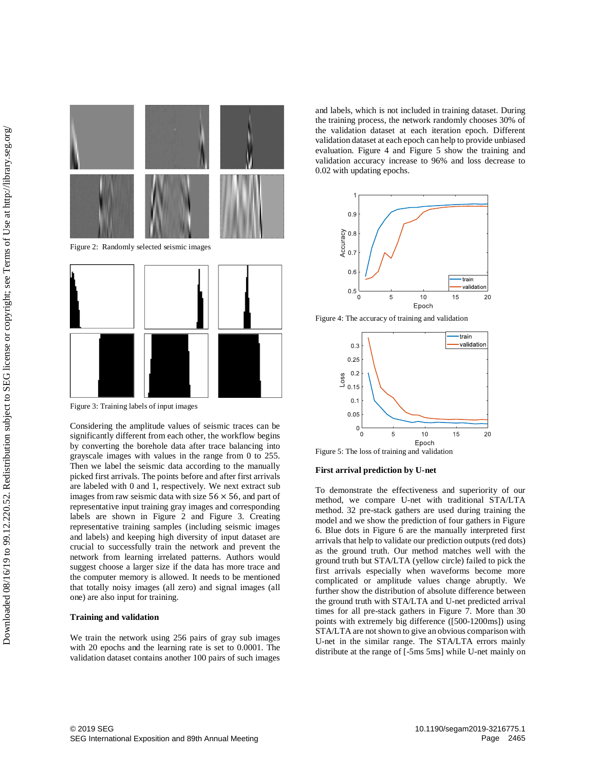Figure 2: Randomly selected seismic images

Figure 3: Training labels of input images

Considering the amplitude values of seismic traces can be significantly different from each other, the workflow begins by converting the borehole data after trace balancing into grayscale images with values in the range from 0 to 255. Then we label the seismic data according to the manually picked first arrivals. The points before and after first arrivals are labeled with 0 and 1, respectively. We next extract sub images from raw seismic data with size $56 \times 56$, and part of representative input training gray images and corresponding labels are shown in Figure 2 and Figure 3. Creating representative training samples (including seismic images and labels) and keeping high diversity of input dataset are crucial to successfully train the network and prevent the network from learning irrelated patterns. Authors would suggest choose a larger size if the data has more trace and the computer memory is allowed. It needs to be mentioned that totally noisy images (all zero) and signal images (all one) are also input for training.

**Training and validation**

We train the network using 256 pairs of gray sub images with 20 epochs and the learning rate is set to 0.0001. The validation dataset contains another 100 pairs of such images and labels, which is not included in training dataset. During the training process, the network randomly chooses 30% of the validation dataset at each iteration epoch. Different validation dataset at each epoch can help to provide unbiased evaluation. Figure 4 and Figure 5 show the training and validation accuracy increase to 96% and loss decrease to 0.02 with updating epochs.

Figure 4: The accuracy of training and validation

Figure 5: The loss of training and validation

**First arrival prediction by U-net**

To demonstrate the effectiveness and superiority of our method, we compare U-net with traditional STA/LTA method. 32 pre-stack gathers are used during training the model and we show the prediction of four gathers in Figure 6. Blue dots in Figure 6 are the manually interpreted first arrivals that help to validate our prediction outputs (red dots) as the ground truth. Our method matches well with the ground truth but STA/LTA (yellow circle) failed to pick the first arrivals especially when waveforms become more complicated or amplitude values change abruptly. We further show the distribution of absolute difference between the ground truth with STA/LTA and U-net predicted arrival times for all pre-stack gathers in Figure 7. More than 30 points with extremely big difference ([500-1200ms]) using STA/LTA are not shown to give an obvious comparison with U-net in the similar range. The STA/LTA errors mainly distribute at the range of [-5ms 5ms] while U-net mainly on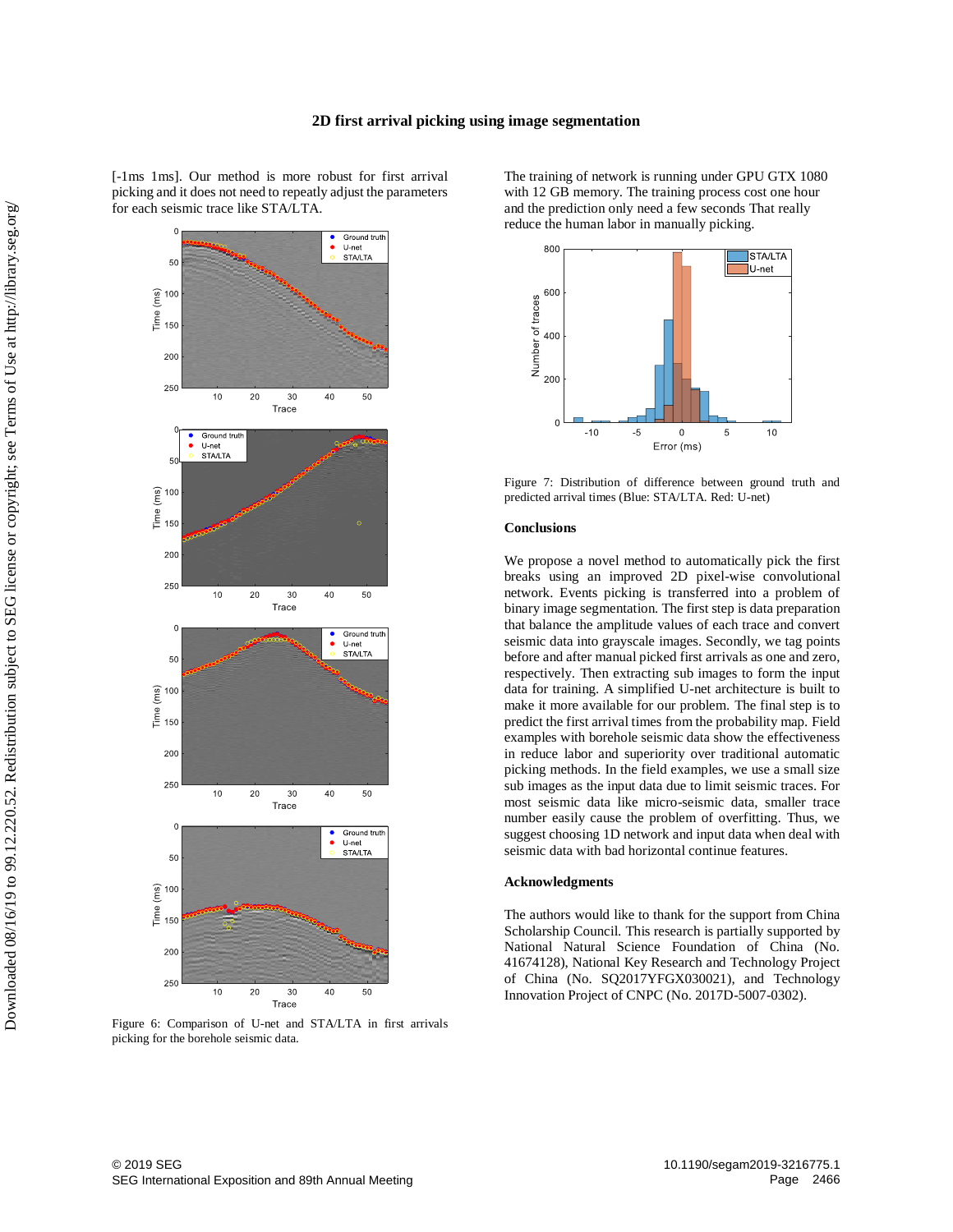[-1ms 1ms]. Our method is more robust for first arrival picking and it does not need to repeatly adjust the parameters for each seismic trace like STA/LTA.

Figure 6: Comparison of U-net and STA/LTA in first arrivals picking for the borehole seismic data.

The training of network is running under GPU GTX 1080 with 12 GB memory. The training process cost one hour and the prediction only need a few seconds That really reduce the human labor in manually picking.

Figure 7: Distribution of difference between ground truth and predicted arrival times (Blue: STA/LTA. Red: U-net)

## Conclusions

We propose a novel method to automatically pick the first breaks using an improved 2D pixel-wise convolutional network. Events picking is transferred into a problem of binary image segmentation. The first step is data preparation that balance the amplitude values of each trace and convert seismic data into grayscale images. Secondly, we tag points before and after manual picked first arrivals as one and zero, respectively. Then extracting sub images to form the input data for training. A simplified U-net architecture is built to make it more available for our problem. The final step is to predict the first arrival times from the probability map. Field examples with borehole seismic data show the effectiveness in reduce labor and superiority over traditional automatic picking methods. In the field examples, we use a small size sub images as the input data due to limit seismic traces. For most seismic data like micro-seismic data, smaller trace number easily cause the problem of overfitting. Thus, we suggest choosing 1D network and input data when deal with seismic data with bad horizontal continue features.

## Acknowledgments

The authors would like to thank for the support from China Scholarship Council. This research is partially supported by National Natural Science Foundation of China (No. 41674128), National Key Research and Technology Project of China (No. SQ2017YFGX030021), and Technology Innovation Project of CNPC (No. 2017D-5007-0302).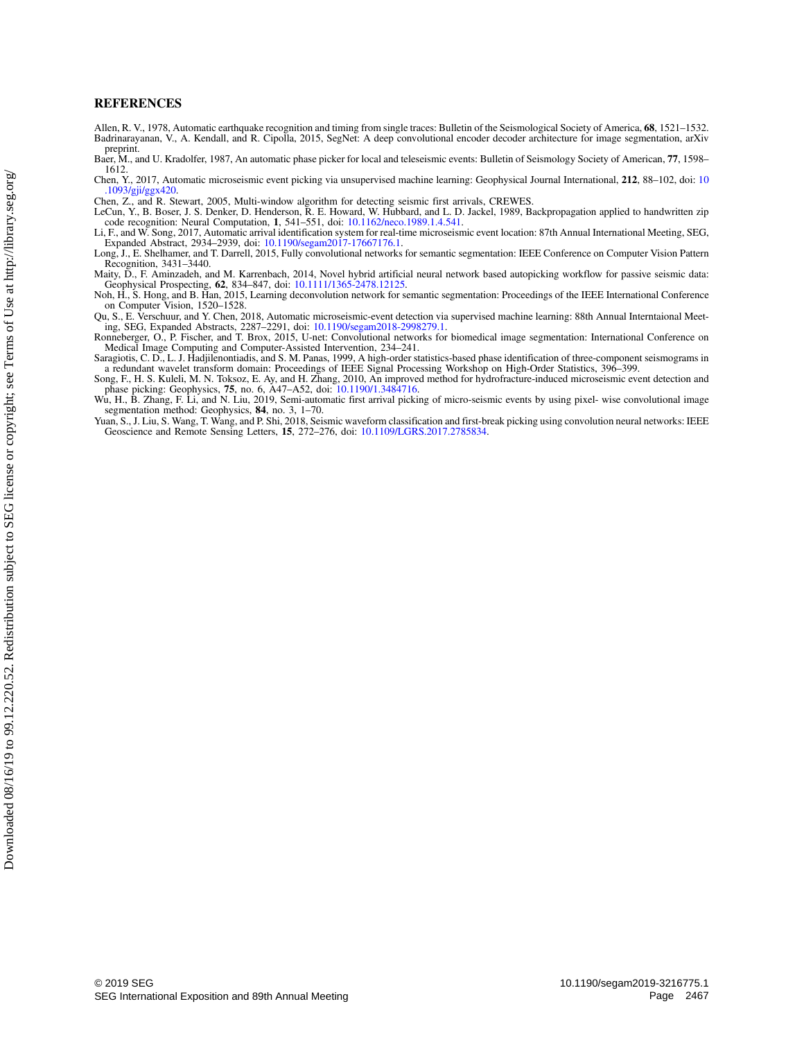## REFERENCES

Allen, R. V., 1978, Automatic earthquake recognition and timing from single traces: Bulletin of the Seismological Society of America, **68**, 1521–1532.

Badrinarayanan, V., A. Kendall, and R. Cipolla, 2015, SegNet: A deep convolutional encoder decoder architecture for image segmentation, arXiv preprint.

Baer, M., and U. Kradolfer, 1987, An automatic phase picker for local and teleseismic events: Bulletin of Seismology Society of American, **77**, 1598–1612.

Chen, Y., 2017, Automatic microseismic event picking via unsupervised machine learning: Geophysical Journal International, **212**, 88–102, doi: 10.1093/gji/ggx420.

Chen, Z., and R. Stewart, 2005, Multi-window algorithm for detecting seismic first arrivals, CREWES.

LeCun, Y., B. Boser, J. S. Denker, D. Henderson, R. E. Howard, W. Hubbard, and L. D. Jackel, 1989, Backpropagation applied to handwritten zip code recognition: Neural Computation, **1**, 541–551, doi: 10.1162/neco.1989.1.4.541.

Li, F., and W. Song, 2017, Automatic arrival identification system for real-time microseismic event location: 87th Annual International Meeting, SEG, Expanded Abstract, 2934–2939, doi: 10.1190/segam2017-17667176.1.

Long, J., E. Shelhamer, and T. Darrell, 2015, Fully convolutional networks for semantic segmentation: IEEE Conference on Computer Vision Pattern Recognition, 3431–3440.

Maity, D., F. Aminzadeh, and M. Karrenbach, 2014, Novel hybrid artificial neural network based autopicking workflow for passive seismic data: Geophysical Prospecting, **62**, 834–847, doi: 10.1111/1365-2478.12125.

Noh, H., S. Hong, and B. Han, 2015, Learning deconvolution network for semantic segmentation: Proceedings of the IEEE International Conference on Computer Vision, 1520–1528.

Qu, S., E. Verschuur, and Y. Chen, 2018, Automatic microseismic-event detection via supervised machine learning: 88th Annual Interntaional Meeting, SEG, Expanded Abstracts, 2287–2291, doi: 10.1190/segam2018-2998279.1.

Ronneberger, O., P. Fischer, and T. Brox, 2015, U-net: Convolutional networks for biomedical image segmentation: International Conference on Medical Image Computing and Computer-Assisted Intervention, 234–241.

Saragiotis, C. D., L. J. Hadjilenontiadis, and S. M. Panas, 1999, A high-order statistics-based phase identification of three-component seismograms in a redundant wavelet transform domain: Proceedings of IEEE Signal Processing Workshop on High-Order Statistics, 396–399.

Song, F., H. S. Kuleli, M. N. Toksoz, E. Ay, and H. Zhang, 2010, An improved method for hydrofracture-induced microseismic event detection and phase picking: Geophysics, **75**, no. 6, A47–A52, doi: 10.1190/1.3484716.

Wu, H., B. Zhang, F. Li, and N. Liu, 2019, Semi-automatic first arrival picking of micro-seismic events by using pixel- wise convolutional image segmentation method: Geophysics, **84**, no. 3, 1–70.

Yuan, S., J. Liu, S. Wang, T. Wang, and P. Shi, 2018, Seismic waveform classification and first-break picking using convolution neural networks: IEEE Geoscience and Remote Sensing Letters, **15**, 272–276, doi: 10.1109/LGRS.2017.2785834.